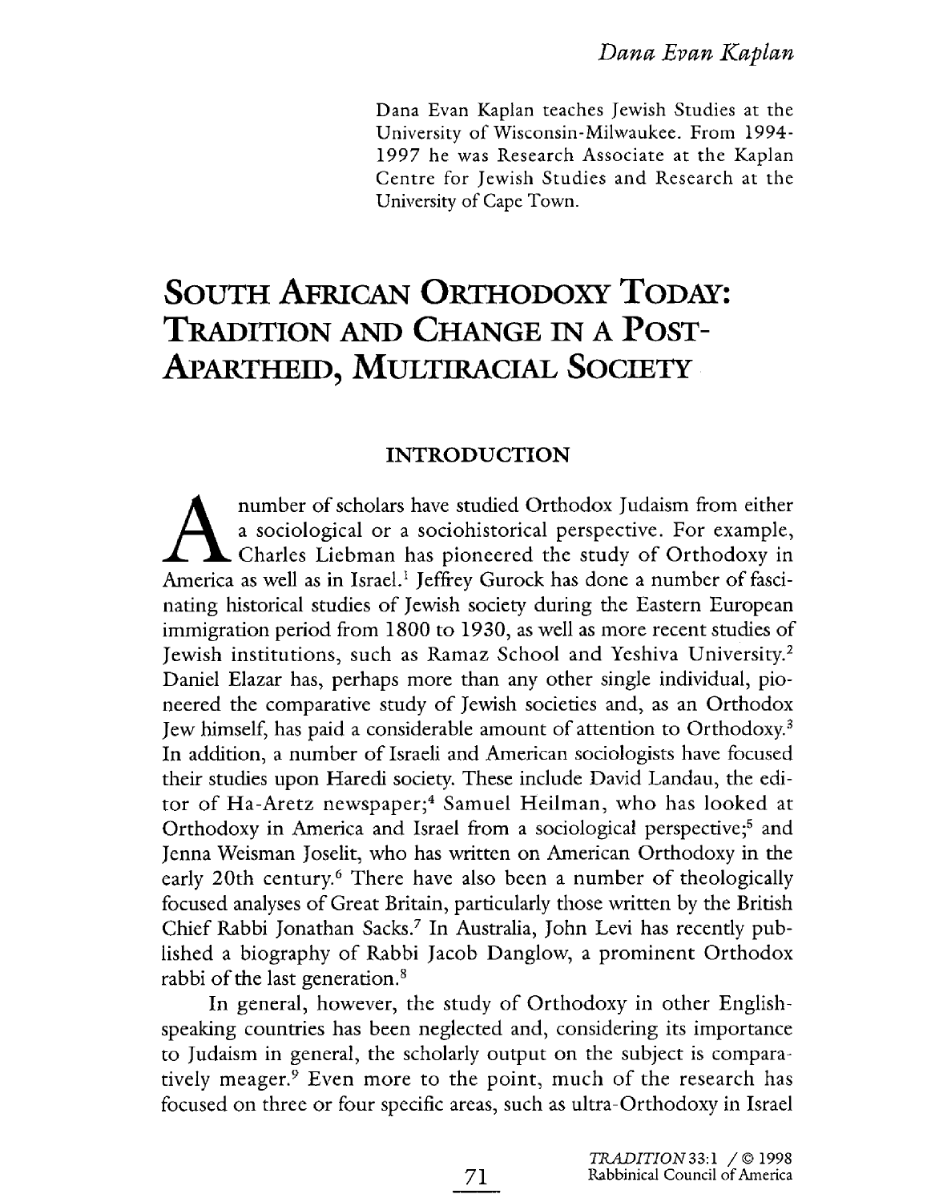Dana Evan Kaplan

Dana Evan Kaplan teaches Jewish Studies at the University of Wisconsin-Milwaukee. From 1994-1997 he was Research Associate at the Kaplan Centre for Jewish Studies and Research at the University of Cape Town.

# SOUTH AFRICAN ORTHODOXY TODAY: TRADITION AND CHANGE IN A POST-APARTHEID, MULTIRACIAL SOCIETY

## INTRODUCTION

A number of scholars have studied Orthodox Judaism from either a sociological or a sociohistorical perspective. For example, Charles Liebman has pioneered the study of Orthodoxy in America as well as in Israel.[1] Jeffrey Gurock has done a number of fascinating historical studies of Jewish society during the Eastern European immigration period from 1800 to 1930, as well as more recent studies of Jewish institutions, such as Ramaz School and Yeshiva University.[2] Daniel Elazar has, perhaps more than any other single individual, pioneered the comparative study of Jewish societies and, as an Orthodox Jew himself, has paid a considerable amount of attention to Orthodoxy.[3] In addition, a number of Israeli and American sociologists have focused their studies upon Haredi society. These include David Landau, the editor of Ha-Aretz newspaper;[4] Samuel Heilman, who has looked at Orthodoxy in America and Israel from a sociological perspective;[5] and Jenna Weisman Joselit, who has written on American Orthodoxy in the early 20th century.[6] There have also been a number of theologically focused analyses of Great Britain, particularly those written by the British Chief Rabbi Jonathan Sacks.[7] In Australia, John Levi has recently published a biography of Rabbi Jacob Danglow, a prominent Orthodox rabbi of the last generation.[8]

In general, however, the study of Orthodoxy in other English-speaking countries has been neglected and, considering its importance to Judaism in general, the scholarly output on the subject is comparatively meager.[9] Even more to the point, much of the research has focused on three or four specific areas, such as ultra-Orthodoxy in Israel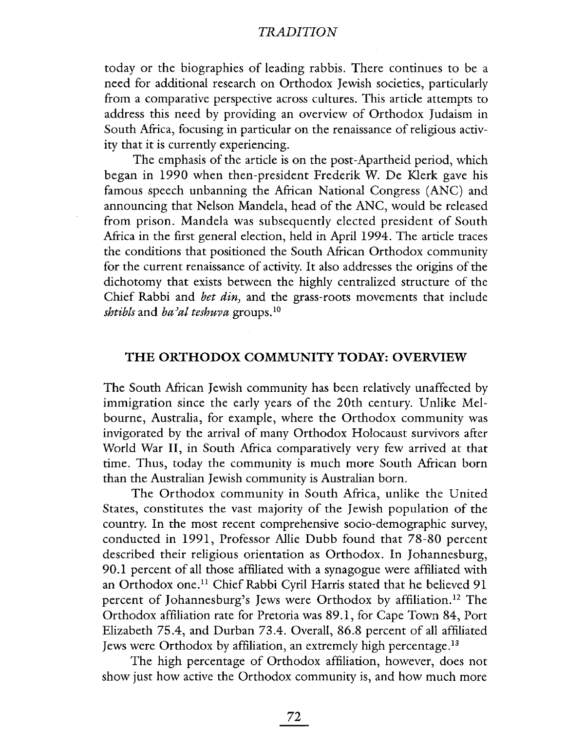today or the biographies of leading rabbis. There continues to be a need for additional research on Orthodox Jewish societies, particularly from a comparative perspective across cultures. This article attempts to address this need by providing an overview of Orthodox Judaism in South Africa, focusing in particular on the renaissance of religious activity that it is currently experiencing.

The emphasis of the article is on the post-Apartheid period, which began in 1990 when then-president Frederik W. De Klerk gave his famous speech unbanning the African National Congress (ANC) and announcing that Nelson Mandela, head of the ANC, would be released from prison. Mandela was subsequently elected president of South Africa in the first general election, held in April 1994. The article traces the conditions that positioned the South African Orthodox community for the current renaissance of activity. It also addresses the origins of the dichotomy that exists between the highly centralized structure of the Chief Rabbi and *bet din,* and the grass-roots movements that include *shtibls* and *ba'al teshuva* groups.[10]

## THE ORTHODOX COMMUNITY TODAY: OVERVIEW

The South African Jewish community has been relatively unaffected by immigration since the early years of the 20th century. Unlike Melbourne, Australia, for example, where the Orthodox community was invigorated by the arrival of many Orthodox Holocaust survivors after World War II, in South Africa comparatively very few arrived at that time. Thus, today the community is much more South African born than the Australian Jewish community is Australian born.

The Orthodox community in South Africa, unlike the United States, constitutes the vast majority of the Jewish population of the country. In the most recent comprehensive socio-demographic survey, conducted in 1991, Professor Allie Dubb found that 78-80 percent described their religious orientation as Orthodox. In Johannesburg, 90.1 percent of all those affiliated with a synagogue were affiliated with an Orthodox one.[11] Chief Rabbi Cyril Harris stated that he believed 91 percent of Johannesburg's Jews were Orthodox by affiliation.[12] The Orthodox affiliation rate for Pretoria was 89.1, for Cape Town 84, Port Elizabeth 75.4, and Durban 73.4. Overall, 86.8 percent of all affiliated Jews were Orthodox by affiliation, an extremely high percentage.[13]

The high percentage of Orthodox affiliation, however, does not show just how active the Orthodox community is, and how much more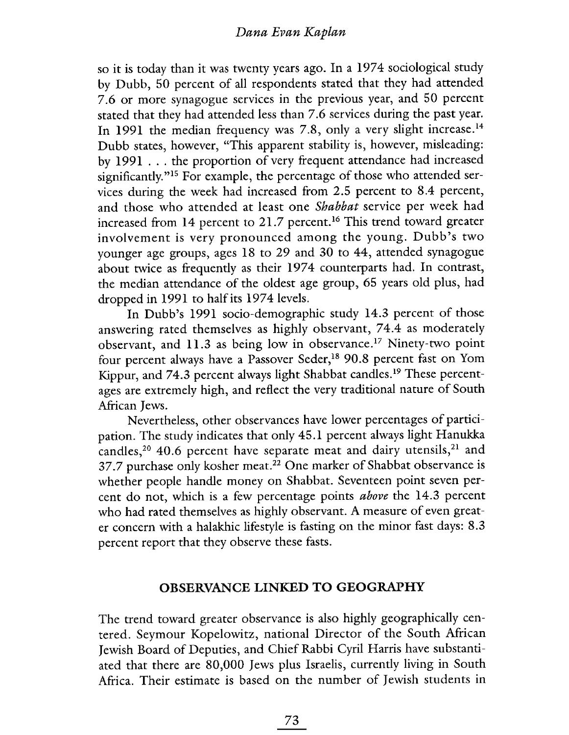so it is today than it was twenty years ago. In a 1974 sociological study by Dubb, 50 percent of all respondents stated that they had attended 7.6 or more synagogue services in the previous year, and 50 percent stated that they had attended less than 7.6 services during the past year. In 1991 the median frequency was 7.8, only a very slight increase.[14] Dubb states, however, "This apparent stability is, however, misleading: by 1991 . . . the proportion of very frequent attendance had increased significantly."[15] For example, the percentage of those who attended services during the week had increased from 2.5 percent to 8.4 percent, and those who attended at least one *Shabbat* service per week had increased from 14 percent to 21.7 percent.[16] This trend toward greater involvement is very pronounced among the young. Dubb's two younger age groups, ages 18 to 29 and 30 to 44, attended synagogue about twice as frequently as their 1974 counterparts had. In contrast, the median attendance of the oldest age group, 65 years old plus, had dropped in 1991 to half its 1974 levels.

In Dubb's 1991 socio-demographic study 14.3 percent of those answering rated themselves as highly observant, 74.4 as moderately observant, and 11.3 as being low in observance.[17] Ninety-two point four percent always have a Passover Seder,[18] 90.8 percent fast on Yom Kippur, and 74.3 percent always light Shabbat candles.[19] These percentages are extremely high, and reflect the very traditional nature of South African Jews.

Nevertheless, other observances have lower percentages of participation. The study indicates that only 45.1 percent always light Hanukka candles,[20] 40.6 percent have separate meat and dairy utensils,[21] and 37.7 purchase only kosher meat.[22] One marker of Shabbat observance is whether people handle money on Shabbat. Seventeen point seven percent do not, which is a few percentage points *above* the 14.3 percent who had rated themselves as highly observant. A measure of even greater concern with a halakhic lifestyle is fasting on the minor fast days: 8.3 percent report that they observe these fasts.

## OBSERVANCE LINKED TO GEOGRAPHY

The trend toward greater observance is also highly geographically centered. Seymour Kopelowitz, national Director of the South African Jewish Board of Deputies, and Chief Rabbi Cyril Harris have substantiated that there are 80,000 Jews plus Israelis, currently living in South Africa. Their estimate is based on the number of Jewish students in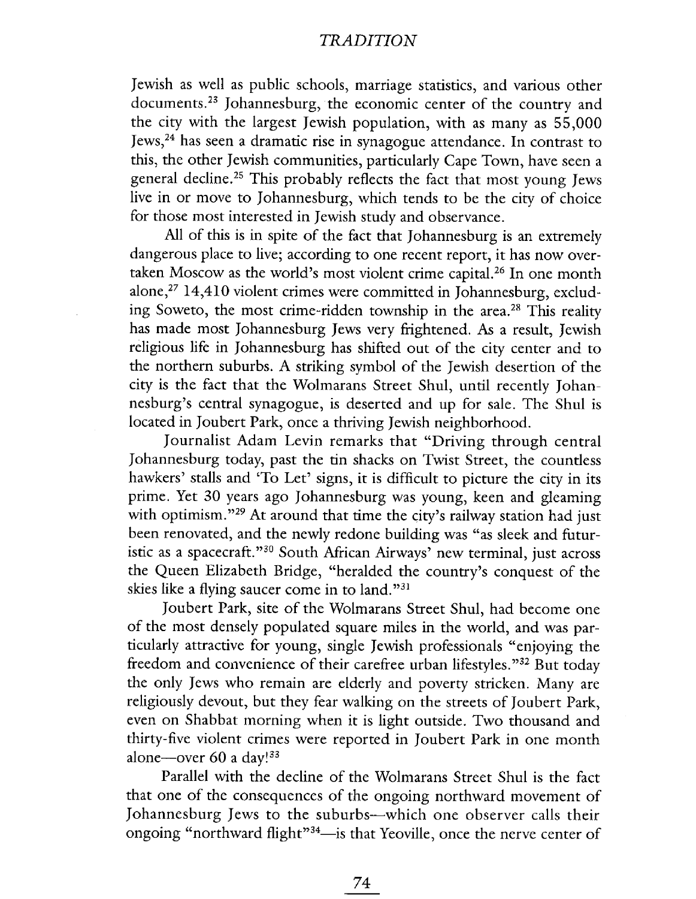Jewish as well as public schools, marriage statistics, and various other documents.[23] Johannesburg, the economic center of the country and the city with the largest Jewish population, with as many as 55,000 Jews,[24] has seen a dramatic rise in synagogue attendance. In contrast to this, the other Jewish communities, particularly Cape Town, have seen a general decline.[25] This probably reflects the fact that most young Jews live in or move to Johannesburg, which tends to be the city of choice for those most interested in Jewish study and observance.

All of this is in spite of the fact that Johannesburg is an extremely dangerous place to live; according to one recent report, it has now overtaken Moscow as the world's most violent crime capital.[26] In one month alone,[27] 14,410 violent crimes were committed in Johannesburg, excluding Soweto, the most crime-ridden township in the area.[28] This reality has made most Johannesburg Jews very frightened. As a result, Jewish religious life in Johannesburg has shifted out of the city center and to the northern suburbs. A striking symbol of the Jewish desertion of the city is the fact that the Wolmarans Street Shul, until recently Johannesburg's central synagogue, is deserted and up for sale. The Shul is located in Joubert Park, once a thriving Jewish neighborhood.

Journalist Adam Levin remarks that "Driving through central Johannesburg today, past the tin shacks on Twist Street, the countless hawkers' stalls and 'To Let' signs, it is difficult to picture the city in its prime. Yet 30 years ago Johannesburg was young, keen and gleaming with optimism."[29] At around that time the city's railway station had just been renovated, and the newly redone building was "as sleek and futuristic as a spacecraft."[30] South African Airways' new terminal, just across the Queen Elizabeth Bridge, "heralded the country's conquest of the skies like a flying saucer come in to land."[31]

Joubert Park, site of the Wolmarans Street Shul, had become one of the most densely populated square miles in the world, and was particularly attractive for young, single Jewish professionals "enjoying the freedom and convenience of their carefree urban lifestyles."[32] But today the only Jews who remain are elderly and poverty stricken. Many are religiously devout, but they fear walking on the streets of Joubert Park, even on Shabbat morning when it is light outside. Two thousand and thirty-five violent crimes were reported in Joubert Park in one month alone—over 60 a day![33]

Parallel with the decline of the Wolmarans Street Shul is the fact that one of the consequences of the ongoing northward movement of Johannesburg Jews to the suburbs—which one observer calls their ongoing "northward flight"[34]—is that Yeoville, once the nerve center of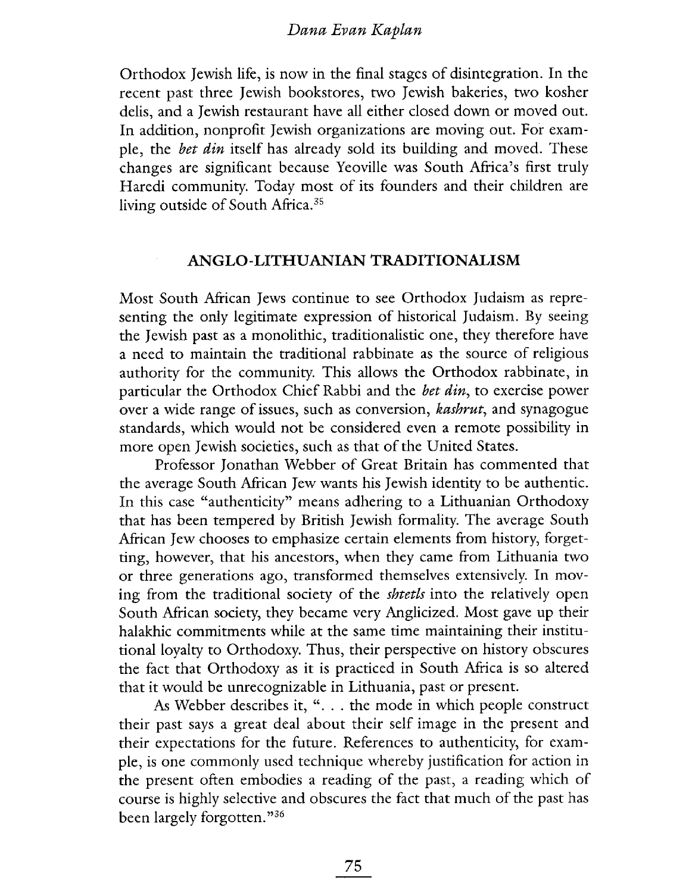Orthodox Jewish life, is now in the final stages of disintegration. In the recent past three Jewish bookstores, two Jewish bakeries, two kosher delis, and a Jewish restaurant have all either closed down or moved out. In addition, nonprofit Jewish organizations are moving out. For example, the *bet din* itself has already sold its building and moved. These changes are significant because Yeoville was South Africa's first truly Haredi community. Today most of its founders and their children are living outside of South Africa.[35]

## ANGLO-LITHUANIAN TRADITIONALISM

Most South African Jews continue to see Orthodox Judaism as representing the only legitimate expression of historical Judaism. By seeing the Jewish past as a monolithic, traditionalistic one, they therefore have a need to maintain the traditional rabbinate as the source of religious authority for the community. This allows the Orthodox rabbinate, in particular the Orthodox Chief Rabbi and the *bet din*, to exercise power over a wide range of issues, such as conversion, *kashrut*, and synagogue standards, which would not be considered even a remote possibility in more open Jewish societies, such as that of the United States.

Professor Jonathan Webber of Great Britain has commented that the average South African Jew wants his Jewish identity to be authentic. In this case "authenticity" means adhering to a Lithuanian Orthodoxy that has been tempered by British Jewish formality. The average South African Jew chooses to emphasize certain elements from history, forgetting, however, that his ancestors, when they came from Lithuania two or three generations ago, transformed themselves extensively. In moving from the traditional society of the *shtetls* into the relatively open South African society, they became very Anglicized. Most gave up their halakhic commitments while at the same time maintaining their institutional loyalty to Orthodoxy. Thus, their perspective on history obscures the fact that Orthodoxy as it is practiced in South Africa is so altered that it would be unrecognizable in Lithuania, past or present.

As Webber describes it, ". . . the mode in which people construct their past says a great deal about their self image in the present and their expectations for the future. References to authenticity, for example, is one commonly used technique whereby justification for action in the present often embodies a reading of the past, a reading which of course is highly selective and obscures the fact that much of the past has been largely forgotten."[36]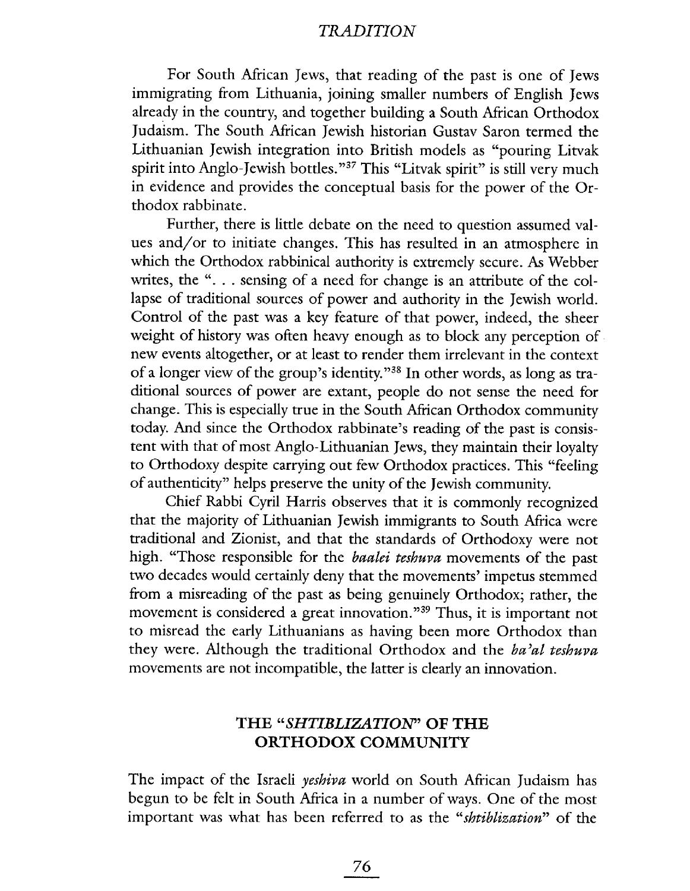For South African Jews, that reading of the past is one of Jews immigrating from Lithuania, joining smaller numbers of English Jews already in the country, and together building a South African Orthodox Judaism. The South African Jewish historian Gustav Saron termed the Lithuanian Jewish integration into British models as "pouring Litvak spirit into Anglo-Jewish bottles."[37] This "Litvak spirit" is still very much in evidence and provides the conceptual basis for the power of the Orthodox rabbinate.

Further, there is little debate on the need to question assumed values and/or to initiate changes. This has resulted in an atmosphere in which the Orthodox rabbinical authority is extremely secure. As Webber writes, the ". . . sensing of a need for change is an attribute of the collapse of traditional sources of power and authority in the Jewish world. Control of the past was a key feature of that power, indeed, the sheer weight of history was often heavy enough as to block any perception of new events altogether, or at least to render them irrelevant in the context of a longer view of the group's identity."[38] In other words, as long as traditional sources of power are extant, people do not sense the need for change. This is especially true in the South African Orthodox community today. And since the Orthodox rabbinate's reading of the past is consistent with that of most Anglo-Lithuanian Jews, they maintain their loyalty to Orthodoxy despite carrying out few Orthodox practices. This "feeling of authenticity" helps preserve the unity of the Jewish community.

Chief Rabbi Cyril Harris observes that it is commonly recognized that the majority of Lithuanian Jewish immigrants to South Africa were traditional and Zionist, and that the standards of Orthodoxy were not high. "Those responsible for the *baalei teshuva* movements of the past two decades would certainly deny that the movements' impetus stemmed from a misreading of the past as being genuinely Orthodox; rather, the movement is considered a great innovation."[39] Thus, it is important not to misread the early Lithuanians as having been more Orthodox than they were. Although the traditional Orthodox and the *ba'al teshuva* movements are not incompatible, the latter is clearly an innovation.

## THE "*SHTIBLIZATION*" OF THE ORTHODOX COMMUNITY

The impact of the Israeli *yeshiva* world on South African Judaism has begun to be felt in South Africa in a number of ways. One of the most important was what has been referred to as the "*shtiblization*" of the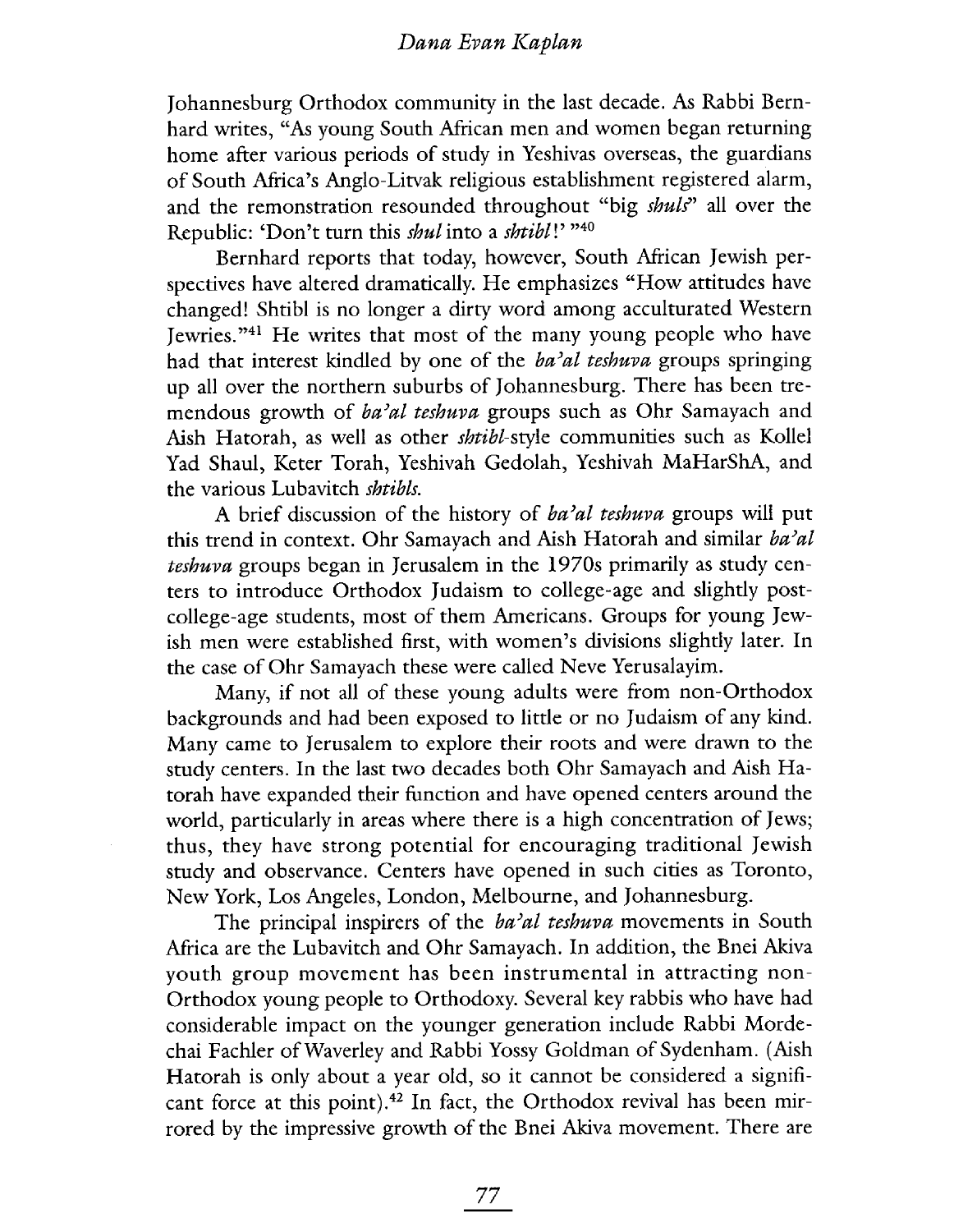Johannesburg Orthodox community in the last decade. As Rabbi Bernhard writes, "As young South African men and women began returning home after various periods of study in Yeshivas overseas, the guardians of South Africa's Anglo-Litvak religious establishment registered alarm, and the remonstration resounded throughout "big *shuls*" all over the Republic: 'Don't turn this *shul* into a *shtibl*!' "[40]

Bernhard reports that today, however, South African Jewish perspectives have altered dramatically. He emphasizes "How attitudes have changed! Shtibl is no longer a dirty word among acculturated Western Jewries."[41] He writes that most of the many young people who have had that interest kindled by one of the *ba'al teshuva* groups springing up all over the northern suburbs of Johannesburg. There has been tremendous growth of *ba'al teshuva* groups such as Ohr Samayach and Aish Hatorah, as well as other *shtibl*-style communities such as Kollel Yad Shaul, Keter Torah, Yeshivah Gedolah, Yeshivah MaHarShA, and the various Lubavitch *shtibls*.

A brief discussion of the history of *ba'al teshuva* groups will put this trend in context. Ohr Samayach and Aish Hatorah and similar *ba'al teshuva* groups began in Jerusalem in the 1970s primarily as study centers to introduce Orthodox Judaism to college-age and slightly post-college-age students, most of them Americans. Groups for young Jewish men were established first, with women's divisions slightly later. In the case of Ohr Samayach these were called Neve Yerusalayim.

Many, if not all of these young adults were from non-Orthodox backgrounds and had been exposed to little or no Judaism of any kind. Many came to Jerusalem to explore their roots and were drawn to the study centers. In the last two decades both Ohr Samayach and Aish Hatorah have expanded their function and have opened centers around the world, particularly in areas where there is a high concentration of Jews; thus, they have strong potential for encouraging traditional Jewish study and observance. Centers have opened in such cities as Toronto, New York, Los Angeles, London, Melbourne, and Johannesburg.

The principal inspirers of the *ba'al teshuva* movements in South Africa are the Lubavitch and Ohr Samayach. In addition, the Bnei Akiva youth group movement has been instrumental in attracting non-Orthodox young people to Orthodoxy. Several key rabbis who have had considerable impact on the younger generation include Rabbi Mordechai Fachler of Waverley and Rabbi Yossy Goldman of Sydenham. (Aish Hatorah is only about a year old, so it cannot be considered a significant force at this point).[42] In fact, the Orthodox revival has been mirrored by the impressive growth of the Bnei Akiva movement. There are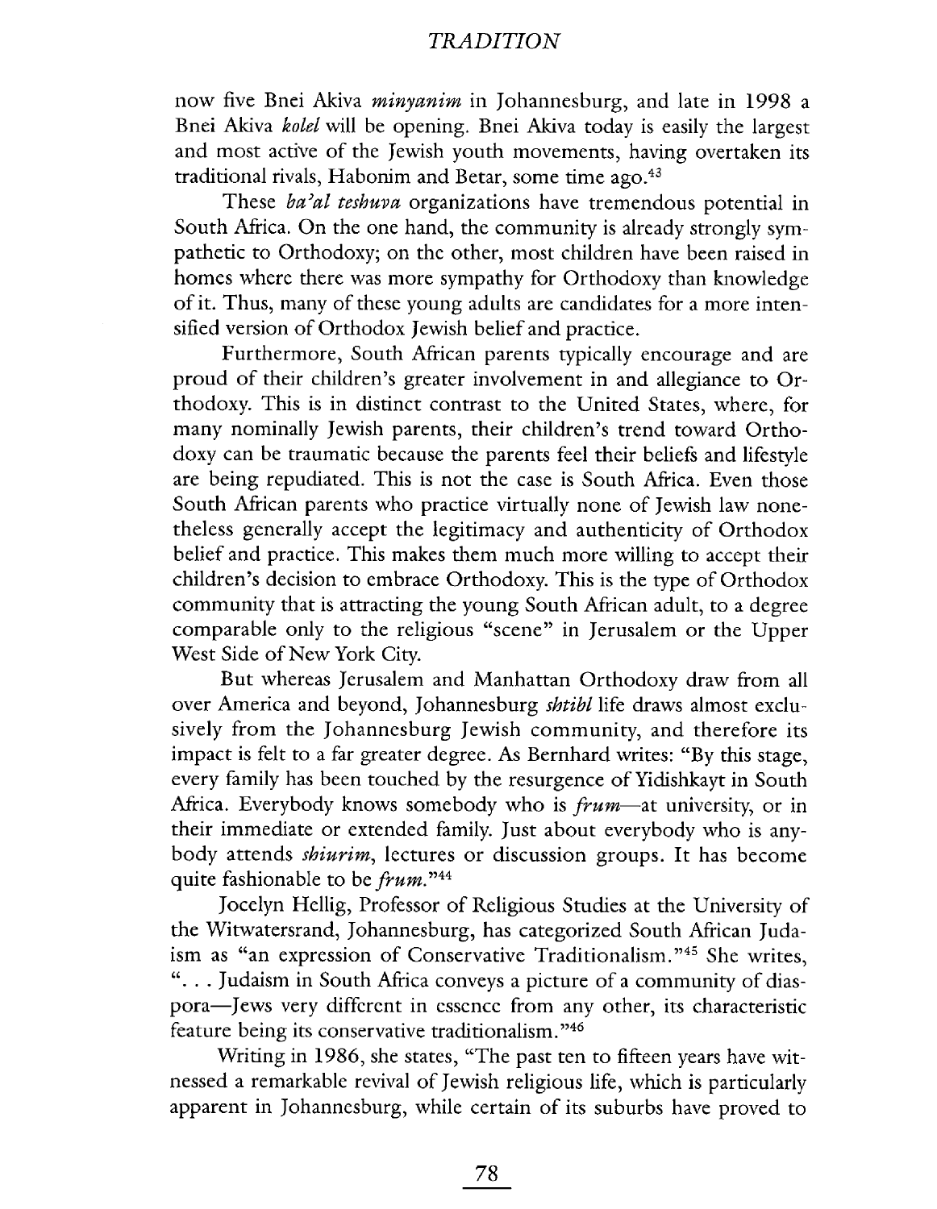now five Bnei Akiva *minyanim* in Johannesburg, and late in 1998 a Bnei Akiva *kolel* will be opening. Bnei Akiva today is easily the largest and most active of the Jewish youth movements, having overtaken its traditional rivals, Habonim and Betar, some time ago.[43]

These *ba'al teshuva* organizations have tremendous potential in South Africa. On the one hand, the community is already strongly sympathetic to Orthodoxy; on the other, most children have been raised in homes where there was more sympathy for Orthodoxy than knowledge of it. Thus, many of these young adults are candidates for a more intensified version of Orthodox Jewish belief and practice.

Furthermore, South African parents typically encourage and are proud of their children's greater involvement in and allegiance to Orthodoxy. This is in distinct contrast to the United States, where, for many nominally Jewish parents, their children's trend toward Orthodoxy can be traumatic because the parents feel their beliefs and lifestyle are being repudiated. This is not the case is South Africa. Even those South African parents who practice virtually none of Jewish law nonetheless generally accept the legitimacy and authenticity of Orthodox belief and practice. This makes them much more willing to accept their children's decision to embrace Orthodoxy. This is the type of Orthodox community that is attracting the young South African adult, to a degree comparable only to the religious "scene" in Jerusalem or the Upper West Side of New York City.

But whereas Jerusalem and Manhattan Orthodoxy draw from all over America and beyond, Johannesburg *shtibl* life draws almost exclusively from the Johannesburg Jewish community, and therefore its impact is felt to a far greater degree. As Bernhard writes: "By this stage, every family has been touched by the resurgence of Yidishkayt in South Africa. Everybody knows somebody who is *frum*—at university, or in their immediate or extended family. Just about everybody who is anybody attends *shiurim*, lectures or discussion groups. It has become quite fashionable to be *frum*."[44]

Jocelyn Hellig, Professor of Religious Studies at the University of the Witwatersrand, Johannesburg, has categorized South African Judaism as "an expression of Conservative Traditionalism."[45] She writes, ". . . Judaism in South Africa conveys a picture of a community of diaspora—Jews very different in essence from any other, its characteristic feature being its conservative traditionalism."[46]

Writing in 1986, she states, "The past ten to fifteen years have witnessed a remarkable revival of Jewish religious life, which is particularly apparent in Johannesburg, while certain of its suburbs have proved to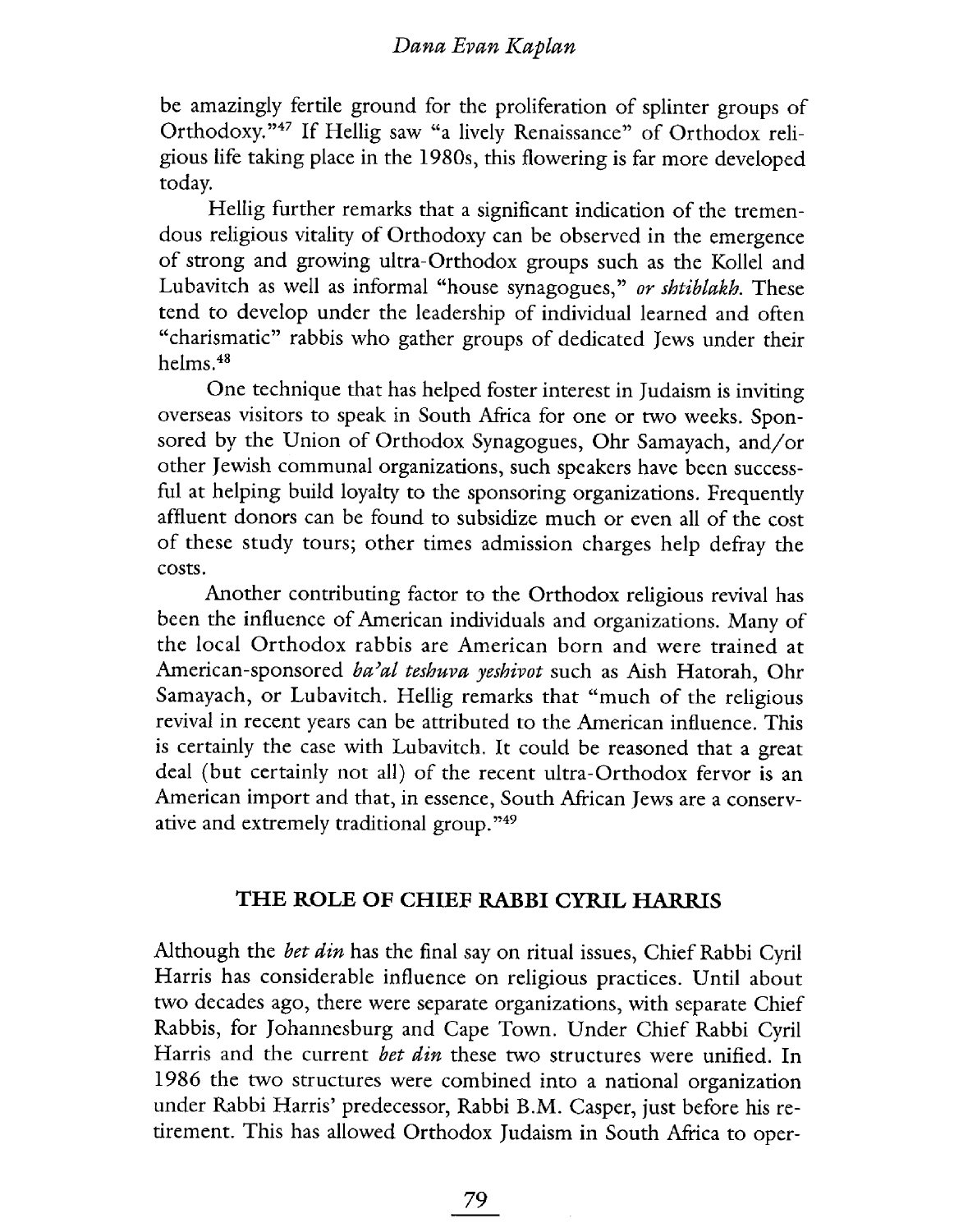be amazingly fertile ground for the proliferation of splinter groups of Orthodoxy."[47] If Hellig saw "a lively Renaissance" of Orthodox religious life taking place in the 1980s, this flowering is far more developed today.

Hellig further remarks that a significant indication of the tremendous religious vitality of Orthodoxy can be observed in the emergence of strong and growing ultra-Orthodox groups such as the Kollel and Lubavitch as well as informal "house synagogues," *or shtiblakh.* These tend to develop under the leadership of individual learned and often "charismatic" rabbis who gather groups of dedicated Jews under their helms.[48]

One technique that has helped foster interest in Judaism is inviting overseas visitors to speak in South Africa for one or two weeks. Sponsored by the Union of Orthodox Synagogues, Ohr Samayach, and/or other Jewish communal organizations, such speakers have been successful at helping build loyalty to the sponsoring organizations. Frequently affluent donors can be found to subsidize much or even all of the cost of these study tours; other times admission charges help defray the costs.

Another contributing factor to the Orthodox religious revival has been the influence of American individuals and organizations. Many of the local Orthodox rabbis are American born and were trained at American-sponsored *ba'al teshuva yeshivot* such as Aish Hatorah, Ohr Samayach, or Lubavitch. Hellig remarks that "much of the religious revival in recent years can be attributed to the American influence. This is certainly the case with Lubavitch. It could be reasoned that a great deal (but certainly not all) of the recent ultra-Orthodox fervor is an American import and that, in essence, South African Jews are a conservative and extremely traditional group."[49]

## THE ROLE OF CHIEF RABBI CYRIL HARRIS

Although the *bet din* has the final say on ritual issues, Chief Rabbi Cyril Harris has considerable influence on religious practices. Until about two decades ago, there were separate organizations, with separate Chief Rabbis, for Johannesburg and Cape Town. Under Chief Rabbi Cyril Harris and the current *bet din* these two structures were unified. In 1986 the two structures were combined into a national organization under Rabbi Harris' predecessor, Rabbi B.M. Casper, just before his retirement. This has allowed Orthodox Judaism in South Africa to oper-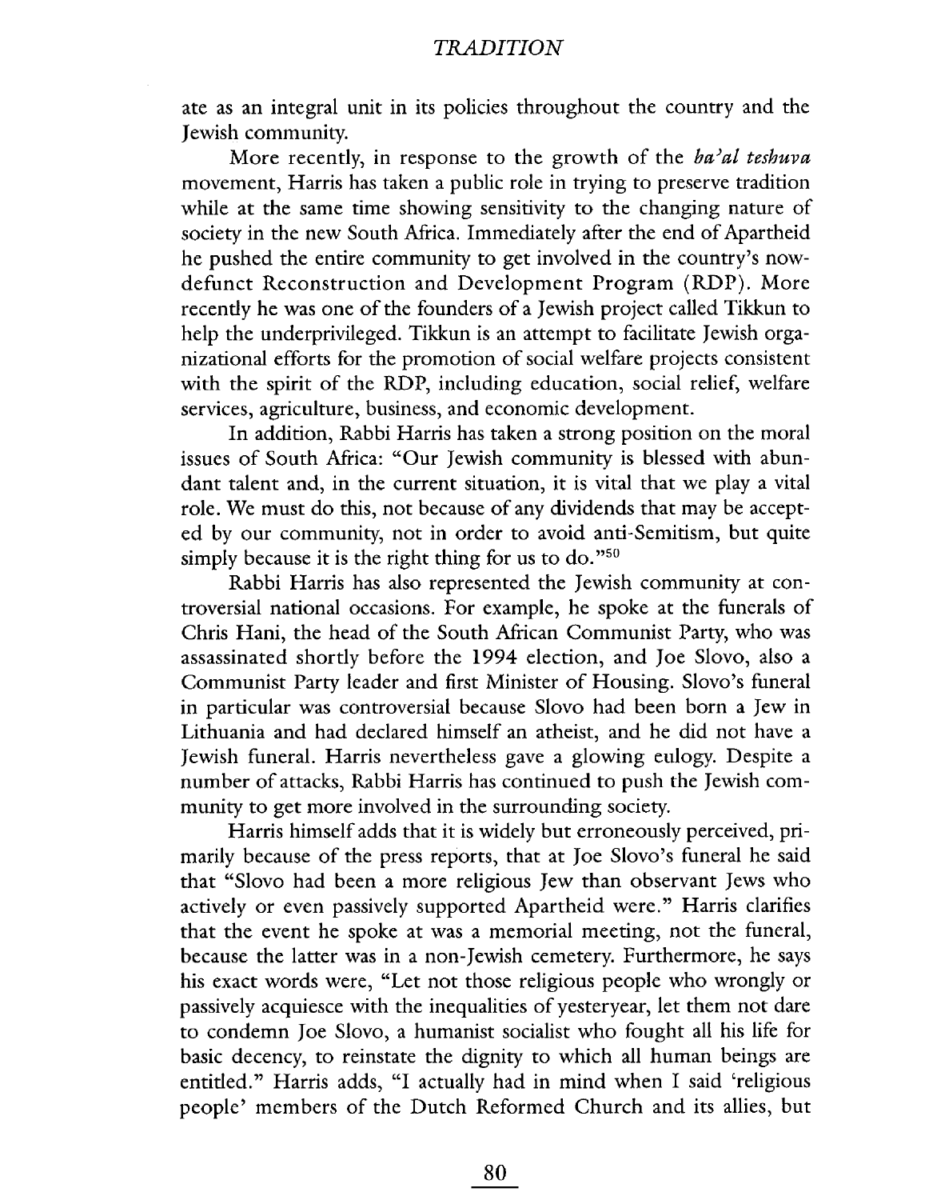ate as an integral unit in its policies throughout the country and the Jewish community.

More recently, in response to the growth of the *ba'al teshuva* movement, Harris has taken a public role in trying to preserve tradition while at the same time showing sensitivity to the changing nature of society in the new South Africa. Immediately after the end of Apartheid he pushed the entire community to get involved in the country's now-defunct Reconstruction and Development Program (RDP). More recently he was one of the founders of a Jewish project called Tikkun to help the underprivileged. Tikkun is an attempt to facilitate Jewish organizational efforts for the promotion of social welfare projects consistent with the spirit of the RDP, including education, social relief, welfare services, agriculture, business, and economic development.

In addition, Rabbi Harris has taken a strong position on the moral issues of South Africa: "Our Jewish community is blessed with abundant talent and, in the current situation, it is vital that we play a vital role. We must do this, not because of any dividends that may be accepted by our community, not in order to avoid anti-Semitism, but quite simply because it is the right thing for us to do."[50]

Rabbi Harris has also represented the Jewish community at controversial national occasions. For example, he spoke at the funerals of Chris Hani, the head of the South African Communist Party, who was assassinated shortly before the 1994 election, and Joe Slovo, also a Communist Party leader and first Minister of Housing. Slovo's funeral in particular was controversial because Slovo had been born a Jew in Lithuania and had declared himself an atheist, and he did not have a Jewish funeral. Harris nevertheless gave a glowing eulogy. Despite a number of attacks, Rabbi Harris has continued to push the Jewish community to get more involved in the surrounding society.

Harris himself adds that it is widely but erroneously perceived, primarily because of the press reports, that at Joe Slovo's funeral he said that "Slovo had been a more religious Jew than observant Jews who actively or even passively supported Apartheid were." Harris clarifies that the event he spoke at was a memorial meeting, not the funeral, because the latter was in a non-Jewish cemetery. Furthermore, he says his exact words were, "Let not those religious people who wrongly or passively acquiesce with the inequalities of yesteryear, let them not dare to condemn Joe Slovo, a humanist socialist who fought all his life for basic decency, to reinstate the dignity to which all human beings are entitled." Harris adds, "I actually had in mind when I said 'religious people' members of the Dutch Reformed Church and its allies, but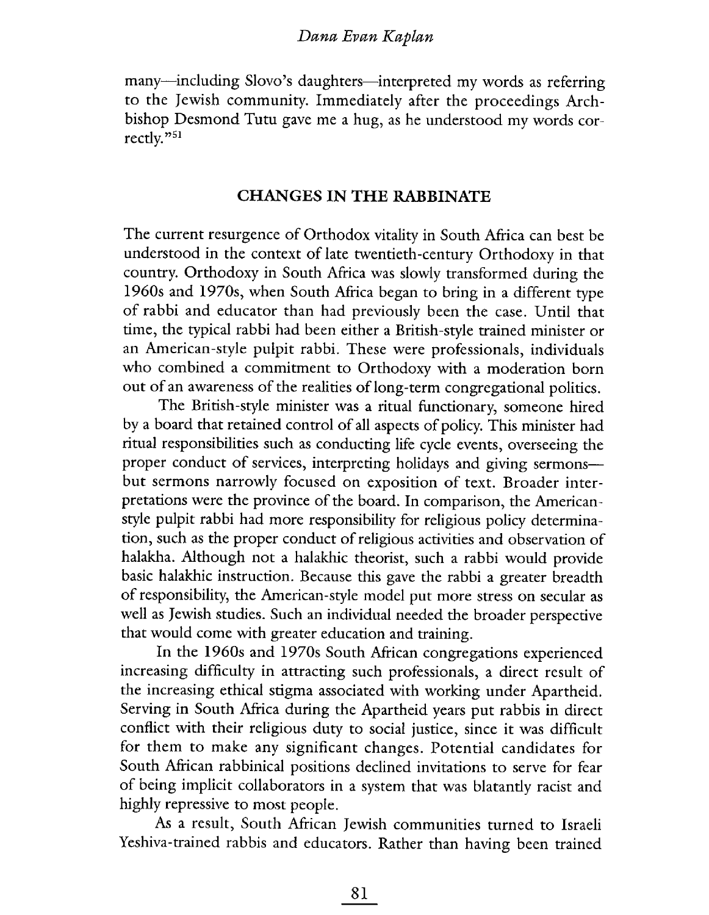many—including Slovo's daughters—interpreted my words as referring to the Jewish community. Immediately after the proceedings Archbishop Desmond Tutu gave me a hug, as he understood my words correctly."[51]

## CHANGES IN THE RABBINATE

The current resurgence of Orthodox vitality in South Africa can best be understood in the context of late twentieth-century Orthodoxy in that country. Orthodoxy in South Africa was slowly transformed during the 1960s and 1970s, when South Africa began to bring in a different type of rabbi and educator than had previously been the case. Until that time, the typical rabbi had been either a British-style trained minister or an American-style pulpit rabbi. These were professionals, individuals who combined a commitment to Orthodoxy with a moderation born out of an awareness of the realities of long-term congregational politics.

The British-style minister was a ritual functionary, someone hired by a board that retained control of all aspects of policy. This minister had ritual responsibilities such as conducting life cycle events, overseeing the proper conduct of services, interpreting holidays and giving sermons—but sermons narrowly focused on exposition of text. Broader interpretations were the province of the board. In comparison, the American-style pulpit rabbi had more responsibility for religious policy determination, such as the proper conduct of religious activities and observation of halakha. Although not a halakhic theorist, such a rabbi would provide basic halakhic instruction. Because this gave the rabbi a greater breadth of responsibility, the American-style model put more stress on secular as well as Jewish studies. Such an individual needed the broader perspective that would come with greater education and training.

In the 1960s and 1970s South African congregations experienced increasing difficulty in attracting such professionals, a direct result of the increasing ethical stigma associated with working under Apartheid. Serving in South Africa during the Apartheid years put rabbis in direct conflict with their religious duty to social justice, since it was difficult for them to make any significant changes. Potential candidates for South African rabbinical positions declined invitations to serve for fear of being implicit collaborators in a system that was blatantly racist and highly repressive to most people.

As a result, South African Jewish communities turned to Israeli Yeshiva-trained rabbis and educators. Rather than having been trained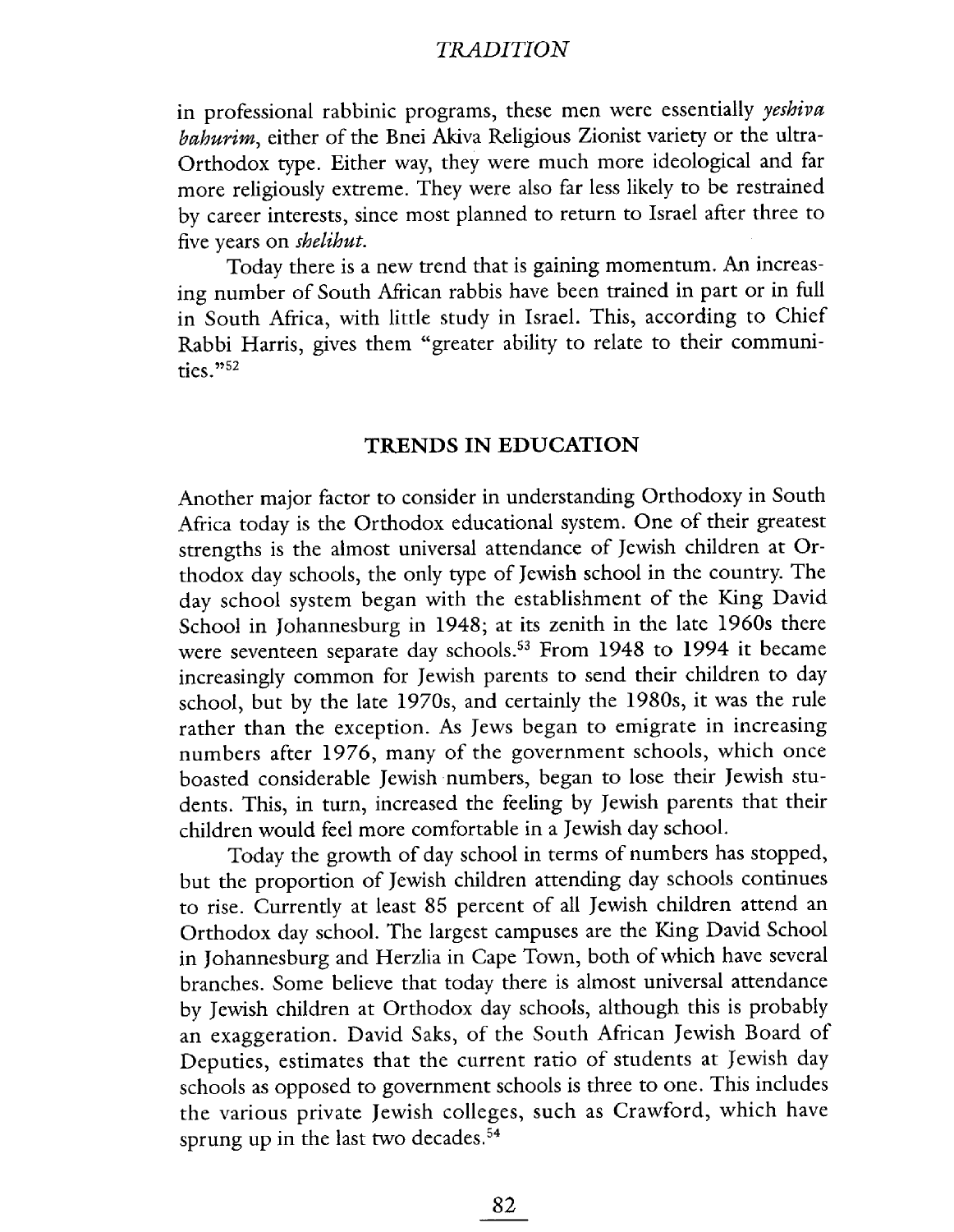in professional rabbinic programs, these men were essentially *yeshiva bahurim*, either of the Bnei Akiva Religious Zionist variety or the ultra-Orthodox type. Either way, they were much more ideological and far more religiously extreme. They were also far less likely to be restrained by career interests, since most planned to return to Israel after three to five years on *shelihut*.

Today there is a new trend that is gaining momentum. An increasing number of South African rabbis have been trained in part or in full in South Africa, with little study in Israel. This, according to Chief Rabbi Harris, gives them "greater ability to relate to their communities."[52]

## TRENDS IN EDUCATION

Another major factor to consider in understanding Orthodoxy in South Africa today is the Orthodox educational system. One of their greatest strengths is the almost universal attendance of Jewish children at Orthodox day schools, the only type of Jewish school in the country. The day school system began with the establishment of the King David School in Johannesburg in 1948; at its zenith in the late 1960s there were seventeen separate day schools.[53] From 1948 to 1994 it became increasingly common for Jewish parents to send their children to day school, but by the late 1970s, and certainly the 1980s, it was the rule rather than the exception. As Jews began to emigrate in increasing numbers after 1976, many of the government schools, which once boasted considerable Jewish numbers, began to lose their Jewish students. This, in turn, increased the feeling by Jewish parents that their children would feel more comfortable in a Jewish day school.

Today the growth of day school in terms of numbers has stopped, but the proportion of Jewish children attending day schools continues to rise. Currently at least 85 percent of all Jewish children attend an Orthodox day school. The largest campuses are the King David School in Johannesburg and Herzlia in Cape Town, both of which have several branches. Some believe that today there is almost universal attendance by Jewish children at Orthodox day schools, although this is probably an exaggeration. David Saks, of the South African Jewish Board of Deputies, estimates that the current ratio of students at Jewish day schools as opposed to government schools is three to one. This includes the various private Jewish colleges, such as Crawford, which have sprung up in the last two decades.[54]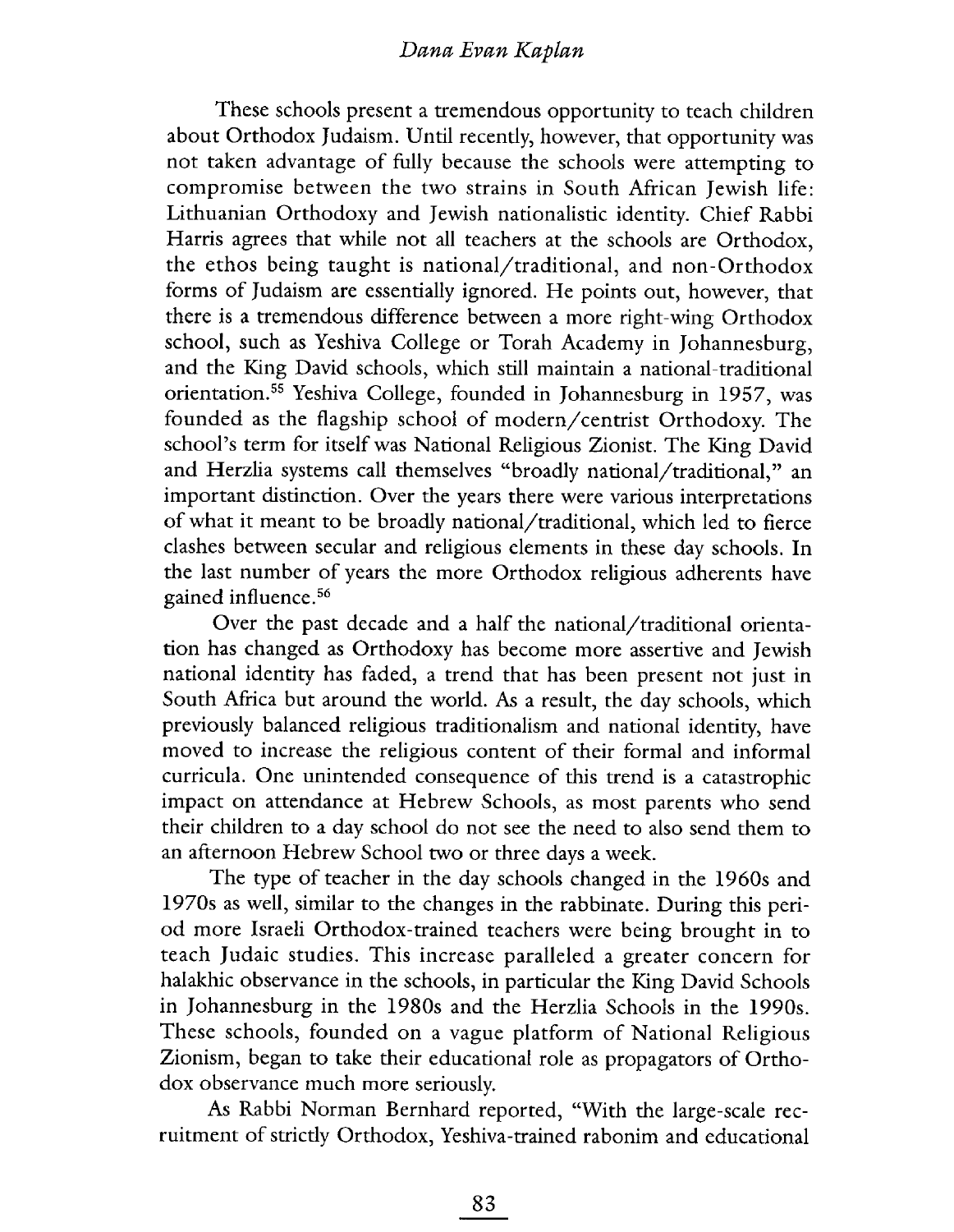These schools present a tremendous opportunity to teach children about Orthodox Judaism. Until recently, however, that opportunity was not taken advantage of fully because the schools were attempting to compromise between the two strains in South African Jewish life: Lithuanian Orthodoxy and Jewish nationalistic identity. Chief Rabbi Harris agrees that while not all teachers at the schools are Orthodox, the ethos being taught is national/traditional, and non-Orthodox forms of Judaism are essentially ignored. He points out, however, that there is a tremendous difference between a more right-wing Orthodox school, such as Yeshiva College or Torah Academy in Johannesburg, and the King David schools, which still maintain a national-traditional orientation.[55] Yeshiva College, founded in Johannesburg in 1957, was founded as the flagship school of modern/centrist Orthodoxy. The school's term for itself was National Religious Zionist. The King David and Herzlia systems call themselves "broadly national/traditional," an important distinction. Over the years there were various interpretations of what it meant to be broadly national/traditional, which led to fierce clashes between secular and religious elements in these day schools. In the last number of years the more Orthodox religious adherents have gained influence.[56]

Over the past decade and a half the national/traditional orientation has changed as Orthodoxy has become more assertive and Jewish national identity has faded, a trend that has been present not just in South Africa but around the world. As a result, the day schools, which previously balanced religious traditionalism and national identity, have moved to increase the religious content of their formal and informal curricula. One unintended consequence of this trend is a catastrophic impact on attendance at Hebrew Schools, as most parents who send their children to a day school do not see the need to also send them to an afternoon Hebrew School two or three days a week.

The type of teacher in the day schools changed in the 1960s and 1970s as well, similar to the changes in the rabbinate. During this period more Israeli Orthodox-trained teachers were being brought in to teach Judaic studies. This increase paralleled a greater concern for halakhic observance in the schools, in particular the King David Schools in Johannesburg in the 1980s and the Herzlia Schools in the 1990s. These schools, founded on a vague platform of National Religious Zionism, began to take their educational role as propagators of Orthodox observance much more seriously.

As Rabbi Norman Bernhard reported, "With the large-scale recruitment of strictly Orthodox, Yeshiva-trained rabonim and educational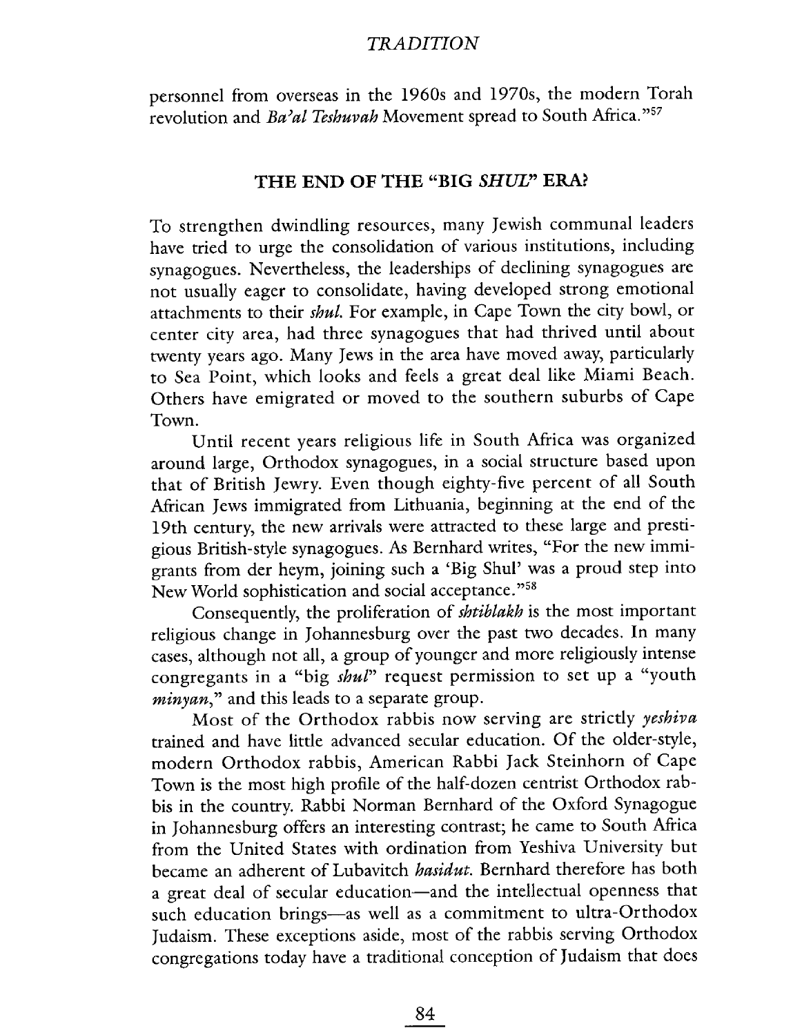personnel from overseas in the 1960s and 1970s, the modern Torah revolution and *Ba'al Teshuvah* Movement spread to South Africa."[57]

## THE END OF THE "BIG *SHUL*" ERA?

To strengthen dwindling resources, many Jewish communal leaders have tried to urge the consolidation of various institutions, including synagogues. Nevertheless, the leaderships of declining synagogues are not usually eager to consolidate, having developed strong emotional attachments to their *shul*. For example, in Cape Town the city bowl, or center city area, had three synagogues that had thrived until about twenty years ago. Many Jews in the area have moved away, particularly to Sea Point, which looks and feels a great deal like Miami Beach. Others have emigrated or moved to the southern suburbs of Cape Town.

Until recent years religious life in South Africa was organized around large, Orthodox synagogues, in a social structure based upon that of British Jewry. Even though eighty-five percent of all South African Jews immigrated from Lithuania, beginning at the end of the 19th century, the new arrivals were attracted to these large and prestigious British-style synagogues. As Bernhard writes, "For the new immigrants from der heym, joining such a 'Big Shul' was a proud step into New World sophistication and social acceptance."[58]

Consequently, the proliferation of *shtiblakh* is the most important religious change in Johannesburg over the past two decades. In many cases, although not all, a group of younger and more religiously intense congregants in a "big *shul*" request permission to set up a "youth *minyan*," and this leads to a separate group.

Most of the Orthodox rabbis now serving are strictly *yeshiva* trained and have little advanced secular education. Of the older-style, modern Orthodox rabbis, American Rabbi Jack Steinhorn of Cape Town is the most high profile of the half-dozen centrist Orthodox rabbis in the country. Rabbi Norman Bernhard of the Oxford Synagogue in Johannesburg offers an interesting contrast; he came to South Africa from the United States with ordination from Yeshiva University but became an adherent of Lubavitch *hasidut*. Bernhard therefore has both a great deal of secular education—and the intellectual openness that such education brings—as well as a commitment to ultra-Orthodox Judaism. These exceptions aside, most of the rabbis serving Orthodox congregations today have a traditional conception of Judaism that does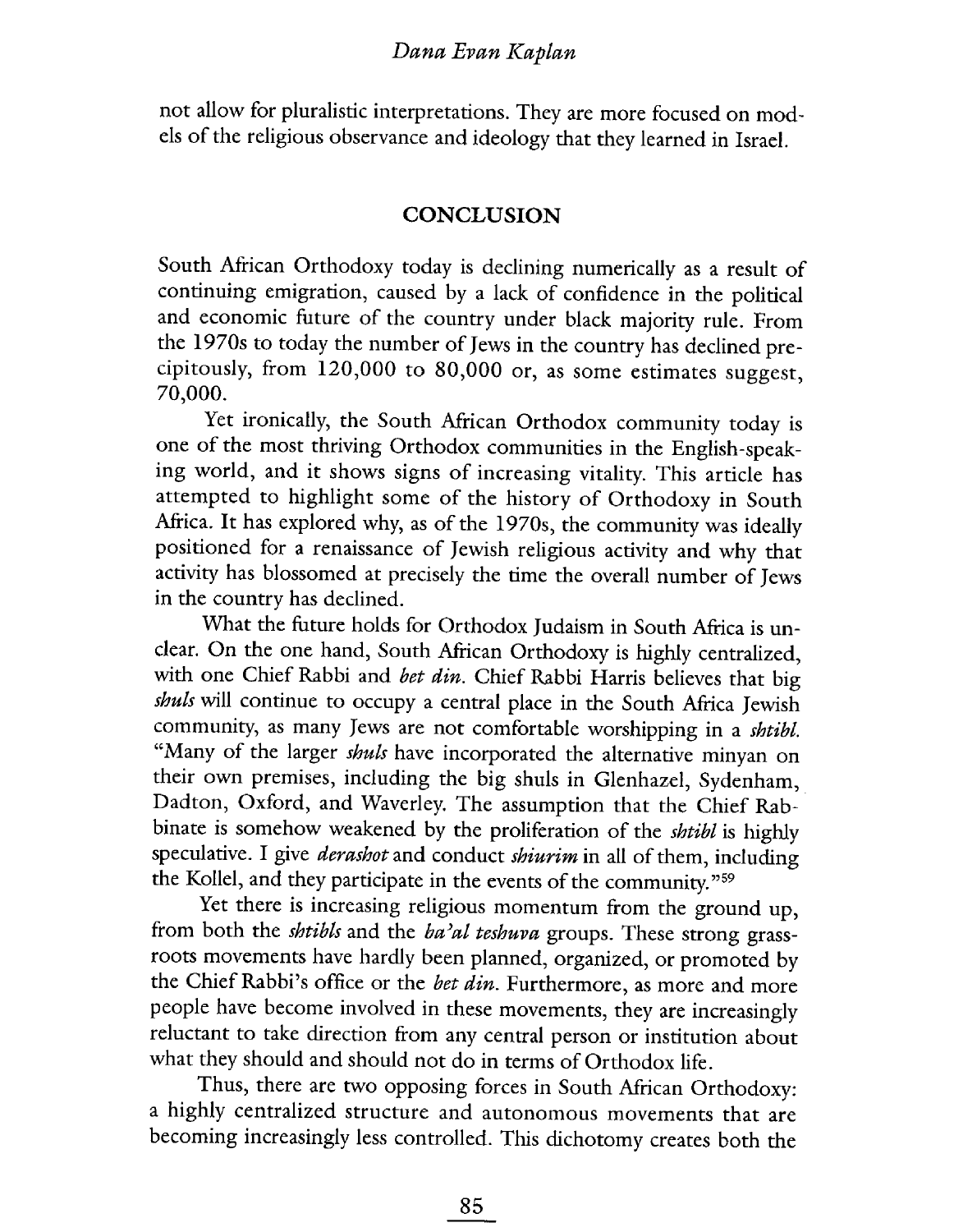not allow for pluralistic interpretations. They are more focused on models of the religious observance and ideology that they learned in Israel.

## CONCLUSION

South African Orthodoxy today is declining numerically as a result of continuing emigration, caused by a lack of confidence in the political and economic future of the country under black majority rule. From the 1970s to today the number of Jews in the country has declined precipitously, from 120,000 to 80,000 or, as some estimates suggest, 70,000.

Yet ironically, the South African Orthodox community today is one of the most thriving Orthodox communities in the English-speaking world, and it shows signs of increasing vitality. This article has attempted to highlight some of the history of Orthodoxy in South Africa. It has explored why, as of the 1970s, the community was ideally positioned for a renaissance of Jewish religious activity and why that activity has blossomed at precisely the time the overall number of Jews in the country has declined.

What the future holds for Orthodox Judaism in South Africa is unclear. On the one hand, South African Orthodoxy is highly centralized, with one Chief Rabbi and *bet din*. Chief Rabbi Harris believes that big *shuls* will continue to occupy a central place in the South Africa Jewish community, as many Jews are not comfortable worshipping in a *shtibl*. "Many of the larger *shuls* have incorporated the alternative minyan on their own premises, including the big shuls in Glenhazel, Sydenham, Dadton, Oxford, and Waverley. The assumption that the Chief Rabbinate is somehow weakened by the proliferation of the *shtibl* is highly speculative. I give *derashot* and conduct *shiurim* in all of them, including the Kollel, and they participate in the events of the community."[59]

Yet there is increasing religious momentum from the ground up, from both the *shtibls* and the *ba'al teshuva* groups. These strong grassroots movements have hardly been planned, organized, or promoted by the Chief Rabbi's office or the *bet din*. Furthermore, as more and more people have become involved in these movements, they are increasingly reluctant to take direction from any central person or institution about what they should and should not do in terms of Orthodox life.

Thus, there are two opposing forces in South African Orthodoxy: a highly centralized structure and autonomous movements that are becoming increasingly less controlled. This dichotomy creates both the